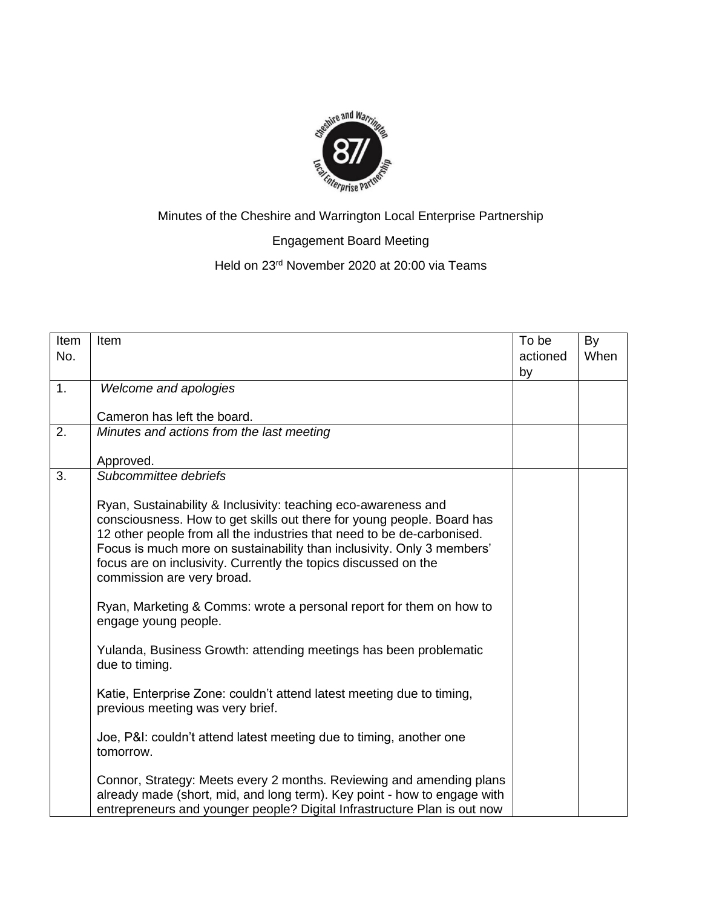Minutes of the Cheshire and Warrington Local Enterprise Partnership

Engagement Board Meeting

Held on 23rd November 2020 at 20:00 via Teams

| Item No. | Item | To be actioned by | By When |
|---|---|---|---|
| 1. | *Welcome and apologies*<br><br>Cameron has left the board. | | |
| 2. | *Minutes and actions from the last meeting*<br><br>Approved. | | |
| 3. | *Subcommittee debriefs*<br><br>Ryan, Sustainability & Inclusivity: teaching eco-awareness and consciousness. How to get skills out there for young people. Board has 12 other people from all the industries that need to be de-carbonised. Focus is much more on sustainability than inclusivity. Only 3 members' focus are on inclusivity. Currently the topics discussed on the commission are very broad.<br><br>Ryan, Marketing & Comms: wrote a personal report for them on how to engage young people.<br><br>Yulanda, Business Growth: attending meetings has been problematic due to timing.<br><br>Katie, Enterprise Zone: couldn't attend latest meeting due to timing, previous meeting was very brief.<br><br>Joe, P&I: couldn't attend latest meeting due to timing, another one tomorrow.<br><br>Connor, Strategy: Meets every 2 months. Reviewing and amending plans already made (short, mid, and long term). Key point - how to engage with entrepreneurs and younger people? Digital Infrastructure Plan is out now | | |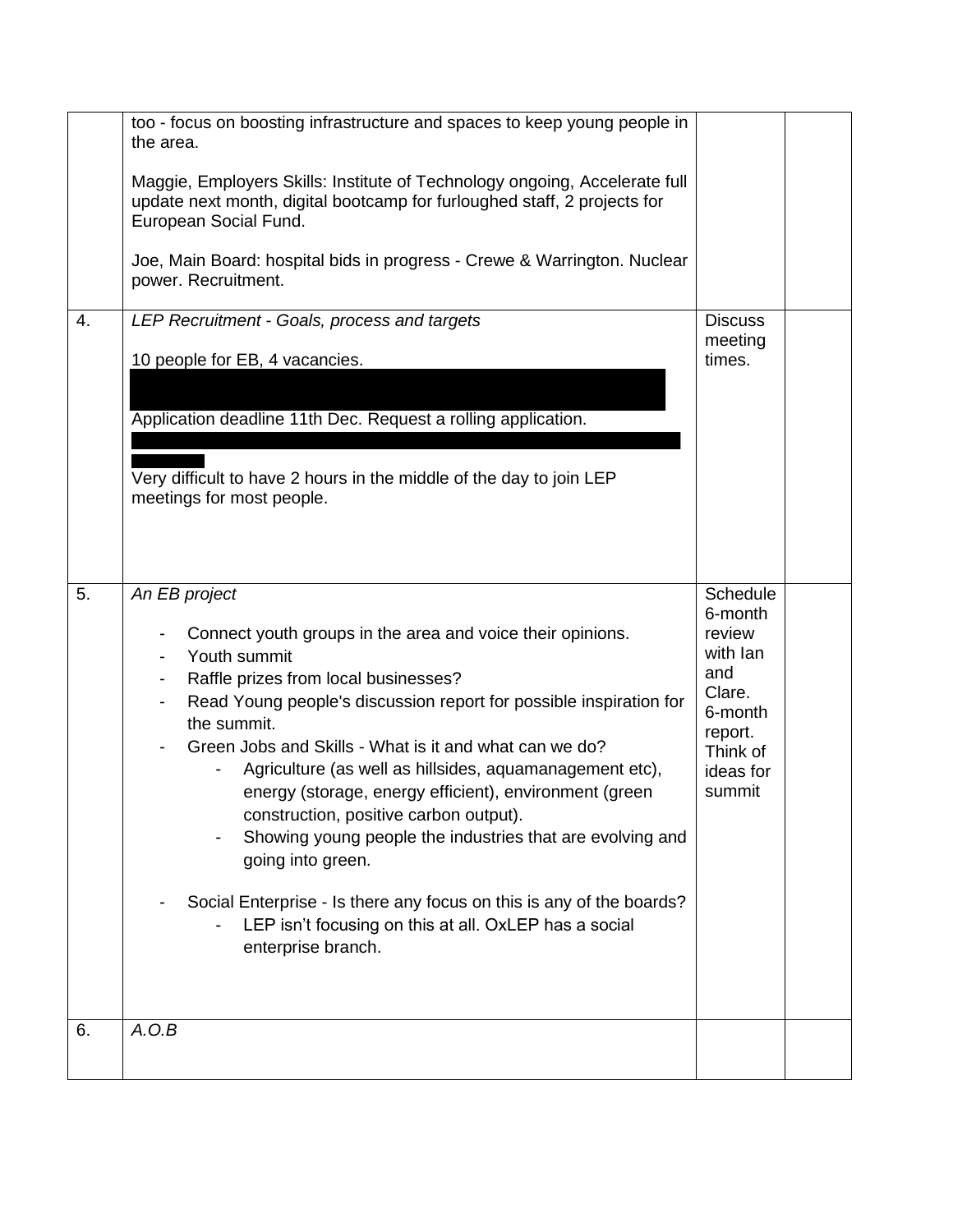| | | | |
|---|---|---|---|
| | too - focus on boosting infrastructure and spaces to keep young people in the area.<br><br>Maggie, Employers Skills: Institute of Technology ongoing, Accelerate full update next month, digital bootcamp for furloughed staff, 2 projects for European Social Fund.<br><br>Joe, Main Board: hospital bids in progress - Crewe & Warrington. Nuclear power. Recruitment. | | |
| 4. | *LEP Recruitment - Goals, process and targets*<br><br>10 people for EB, 4 vacancies.<br><br>[REDACTED]<br><br>Application deadline 11th Dec. Request a rolling application.<br><br>[REDACTED]<br><br>Very difficult to have 2 hours in the middle of the day to join LEP meetings for most people. | Discuss meeting times. | |
| 5. | *An EB project*<br><br>- Connect youth groups in the area and voice their opinions.<br>- Youth summit<br>- Raffle prizes from local businesses?<br>- Read Young people's discussion report for possible inspiration for the summit.<br>- Green Jobs and Skills - What is it and what can we do?<br>&nbsp;&nbsp;&nbsp;&nbsp;- Agriculture (as well as hillsides, aquamanagement etc), energy (storage, energy efficient), environment (green construction, positive carbon output).<br>&nbsp;&nbsp;&nbsp;&nbsp;- Showing young people the industries that are evolving and going into green.<br><br>- Social Enterprise - Is there any focus on this is any of the boards?<br>&nbsp;&nbsp;&nbsp;&nbsp;- LEP isn't focusing on this at all. OxLEP has a social enterprise branch. | Schedule 6-month review with Ian and Clare. 6-month report. Think of ideas for summit | |
| 6. | *A.O.B* | | |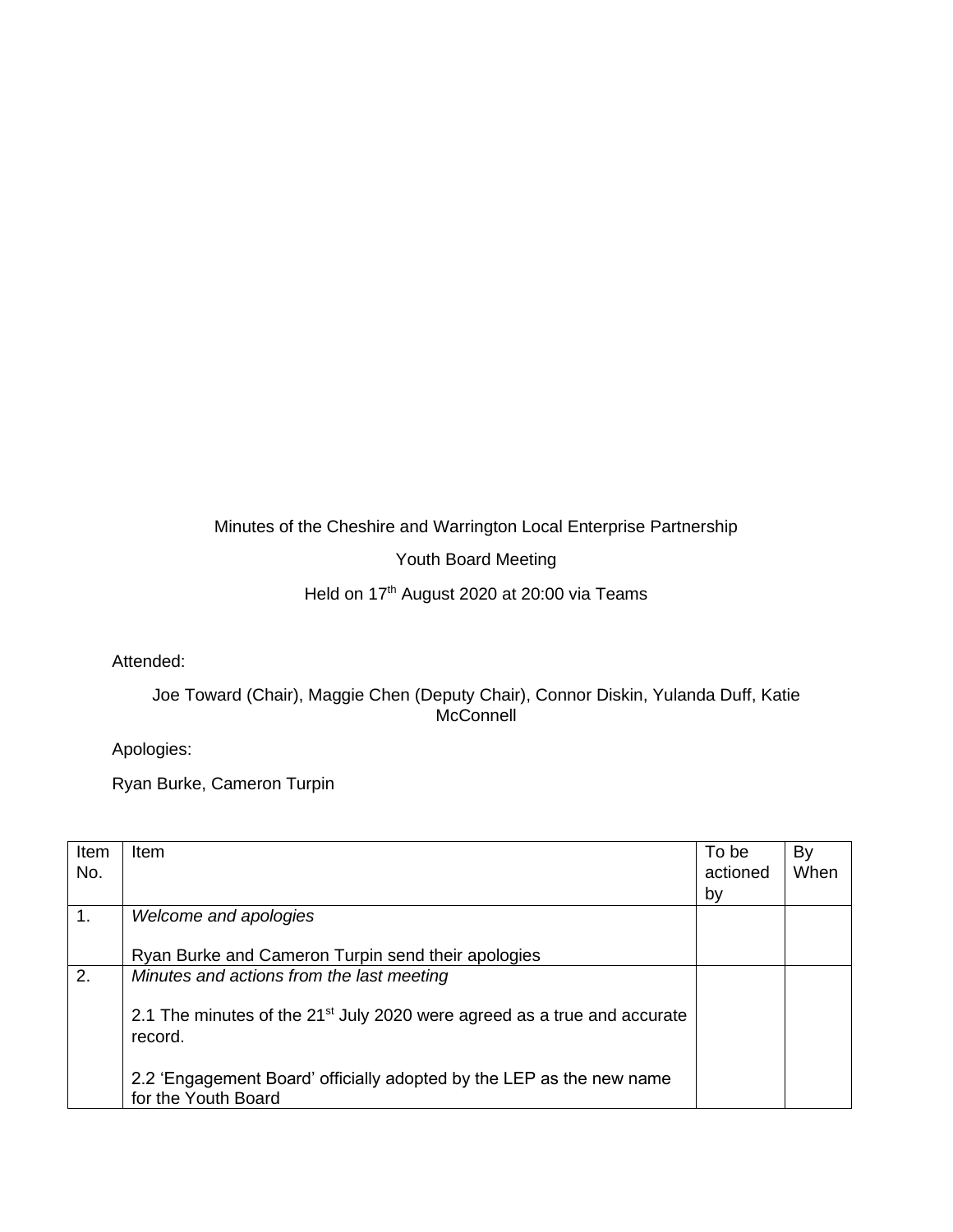Minutes of the Cheshire and Warrington Local Enterprise Partnership

Youth Board Meeting

Held on 17th August 2020 at 20:00 via Teams

Attended:

Joe Toward (Chair), Maggie Chen (Deputy Chair), Connor Diskin, Yulanda Duff, Katie McConnell

Apologies:

Ryan Burke, Cameron Turpin

| Item No. | Item | To be actioned by | By When |
|---|---|---|---|
| 1. | *Welcome and apologies*<br><br>Ryan Burke and Cameron Turpin send their apologies | | |
| 2. | *Minutes and actions from the last meeting*<br><br>2.1 The minutes of the 21st July 2020 were agreed as a true and accurate record.<br><br>2.2 'Engagement Board' officially adopted by the LEP as the new name for the Youth Board | | |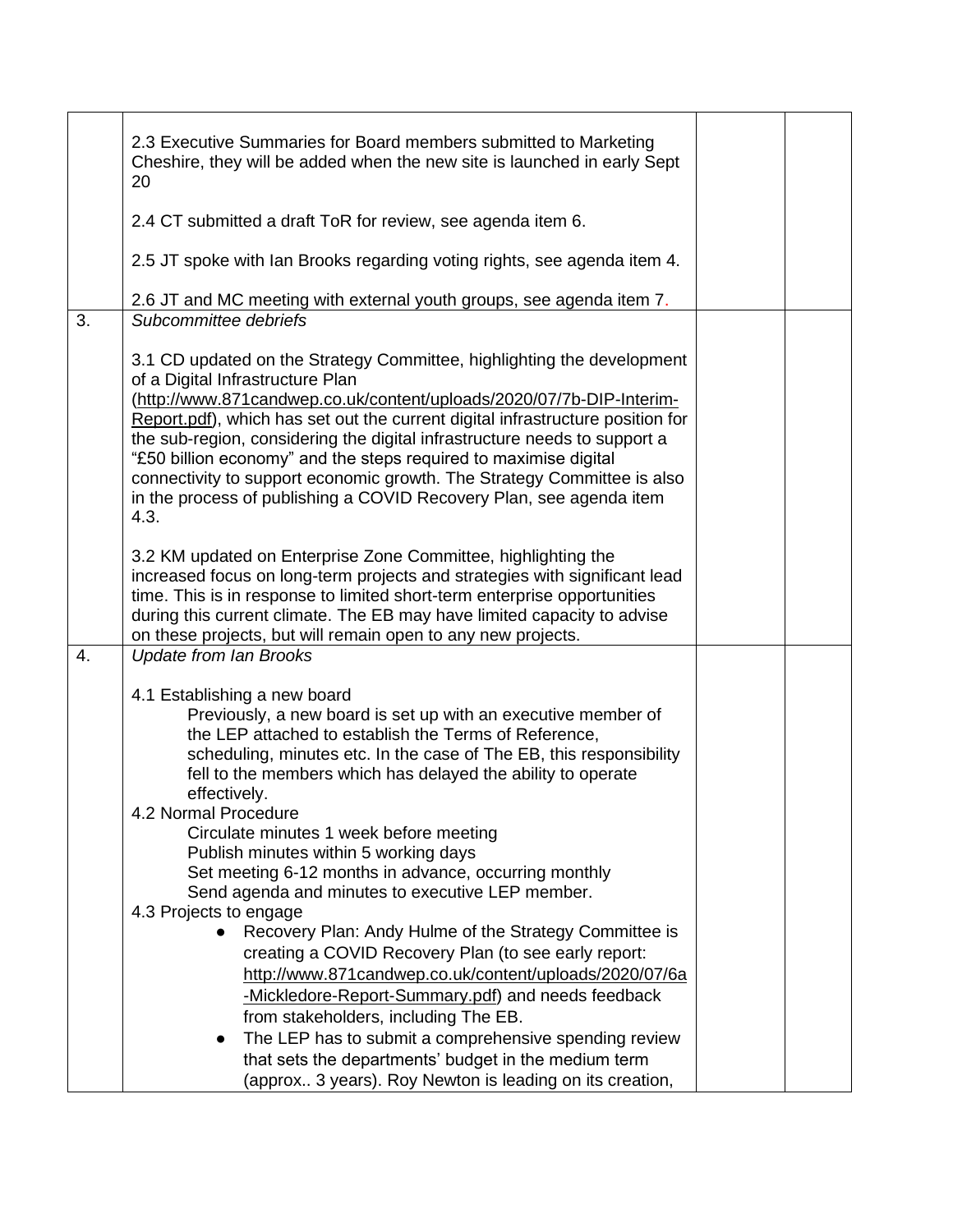| | | | |
|---|---|---|---|
| | 2.3 Executive Summaries for Board members submitted to Marketing Cheshire, they will be added when the new site is launched in early Sept 20<br><br>2.4 CT submitted a draft ToR for review, see agenda item 6.<br><br>2.5 JT spoke with Ian Brooks regarding voting rights, see agenda item 4.<br><br>2.6 JT and MC meeting with external youth groups, see agenda item 7. | | |
| 3. | *Subcommittee debriefs*<br><br>3.1 CD updated on the Strategy Committee, highlighting the development of a Digital Infrastructure Plan (http://www.871candwep.co.uk/content/uploads/2020/07/7b-DIP-Interim-Report.pdf), which has set out the current digital infrastructure position for the sub-region, considering the digital infrastructure needs to support a "£50 billion economy" and the steps required to maximise digital connectivity to support economic growth. The Strategy Committee is also in the process of publishing a COVID Recovery Plan, see agenda item 4.3.<br><br>3.2 KM updated on Enterprise Zone Committee, highlighting the increased focus on long-term projects and strategies with significant lead time. This is in response to limited short-term enterprise opportunities during this current climate. The EB may have limited capacity to advise on these projects, but will remain open to any new projects. | | |
| 4. | *Update from Ian Brooks*<br><br>4.1 Establishing a new board<br>Previously, a new board is set up with an executive member of the LEP attached to establish the Terms of Reference, scheduling, minutes etc. In the case of The EB, this responsibility fell to the members which has delayed the ability to operate effectively.<br>4.2 Normal Procedure<br>Circulate minutes 1 week before meeting<br>Publish minutes within 5 working days<br>Set meeting 6-12 months in advance, occurring monthly<br>Send agenda and minutes to executive LEP member.<br>4.3 Projects to engage<br>● Recovery Plan: Andy Hulme of the Strategy Committee is creating a COVID Recovery Plan (to see early report: http://www.871candwep.co.uk/content/uploads/2020/07/6a-Mickledore-Report-Summary.pdf) and needs feedback from stakeholders, including The EB.<br>● The LEP has to submit a comprehensive spending review that sets the departments' budget in the medium term (approx.. 3 years). Roy Newton is leading on its creation, | | |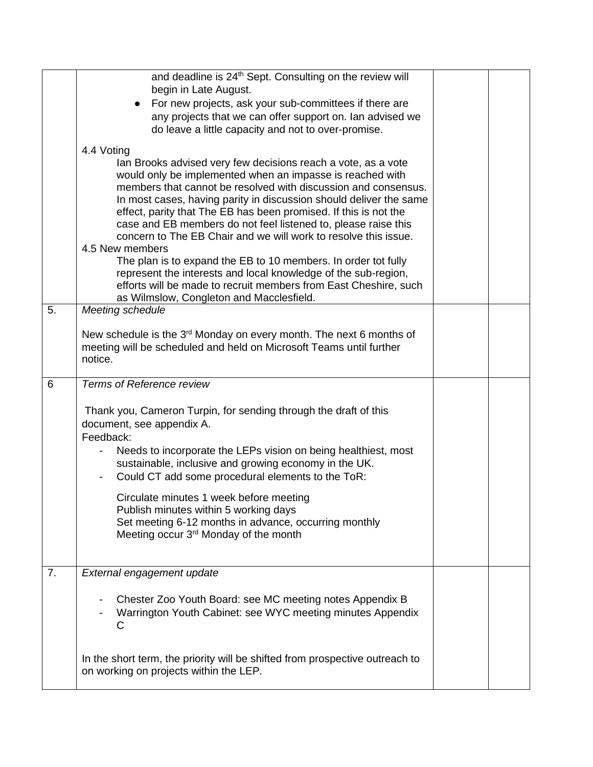| | | | |
|---|---|---|---|
| | and deadline is 24th Sept. Consulting on the review will begin in Late August.<br>● For new projects, ask your sub-committees if there are any projects that we can offer support on. Ian advised we do leave a little capacity and not to over-promise.<br><br>4.4 Voting<br>Ian Brooks advised very few decisions reach a vote, as a vote would only be implemented when an impasse is reached with members that cannot be resolved with discussion and consensus. In most cases, having parity in discussion should deliver the same effect, parity that The EB has been promised. If this is not the case and EB members do not feel listened to, please raise this concern to The EB Chair and we will work to resolve this issue.<br>4.5 New members<br>The plan is to expand the EB to 10 members. In order tot fully represent the interests and local knowledge of the sub-region, efforts will be made to recruit members from East Cheshire, such as Wilmslow, Congleton and Macclesfield. | | |
| 5. | *Meeting schedule*<br><br>New schedule is the 3rd Monday on every month. The next 6 months of meeting will be scheduled and held on Microsoft Teams until further notice. | | |
| 6 | *Terms of Reference review*<br><br>Thank you, Cameron Turpin, for sending through the draft of this document, see appendix A.<br>Feedback:<br>- Needs to incorporate the LEPs vision on being healthiest, most sustainable, inclusive and growing economy in the UK.<br>- Could CT add some procedural elements to the ToR:<br><br>Circulate minutes 1 week before meeting<br>Publish minutes within 5 working days<br>Set meeting 6-12 months in advance, occurring monthly<br>Meeting occur 3rd Monday of the month | | |
| 7. | *External engagement update*<br><br>- Chester Zoo Youth Board: see MC meeting notes Appendix B<br>- Warrington Youth Cabinet: see WYC meeting minutes Appendix C<br><br>In the short term, the priority will be shifted from prospective outreach to on working on projects within the LEP. | | |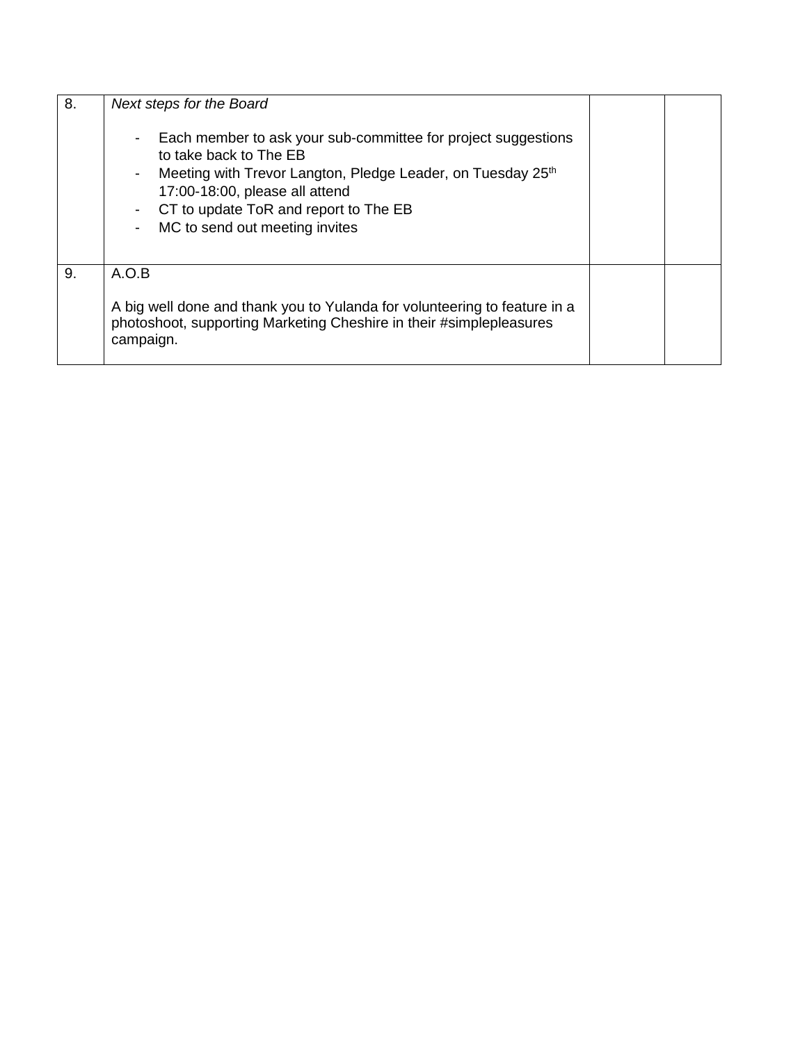| | | | |
|---|---|---|---|
| 8. | *Next steps for the Board*<br><br>- Each member to ask your sub-committee for project suggestions to take back to The EB<br>- Meeting with Trevor Langton, Pledge Leader, on Tuesday 25th 17:00-18:00, please all attend<br>- CT to update ToR and report to The EB<br>- MC to send out meeting invites | | |
| 9. | A.O.B<br><br>A big well done and thank you to Yulanda for volunteering to feature in a photoshoot, supporting Marketing Cheshire in their #simplepleasures campaign. | | |